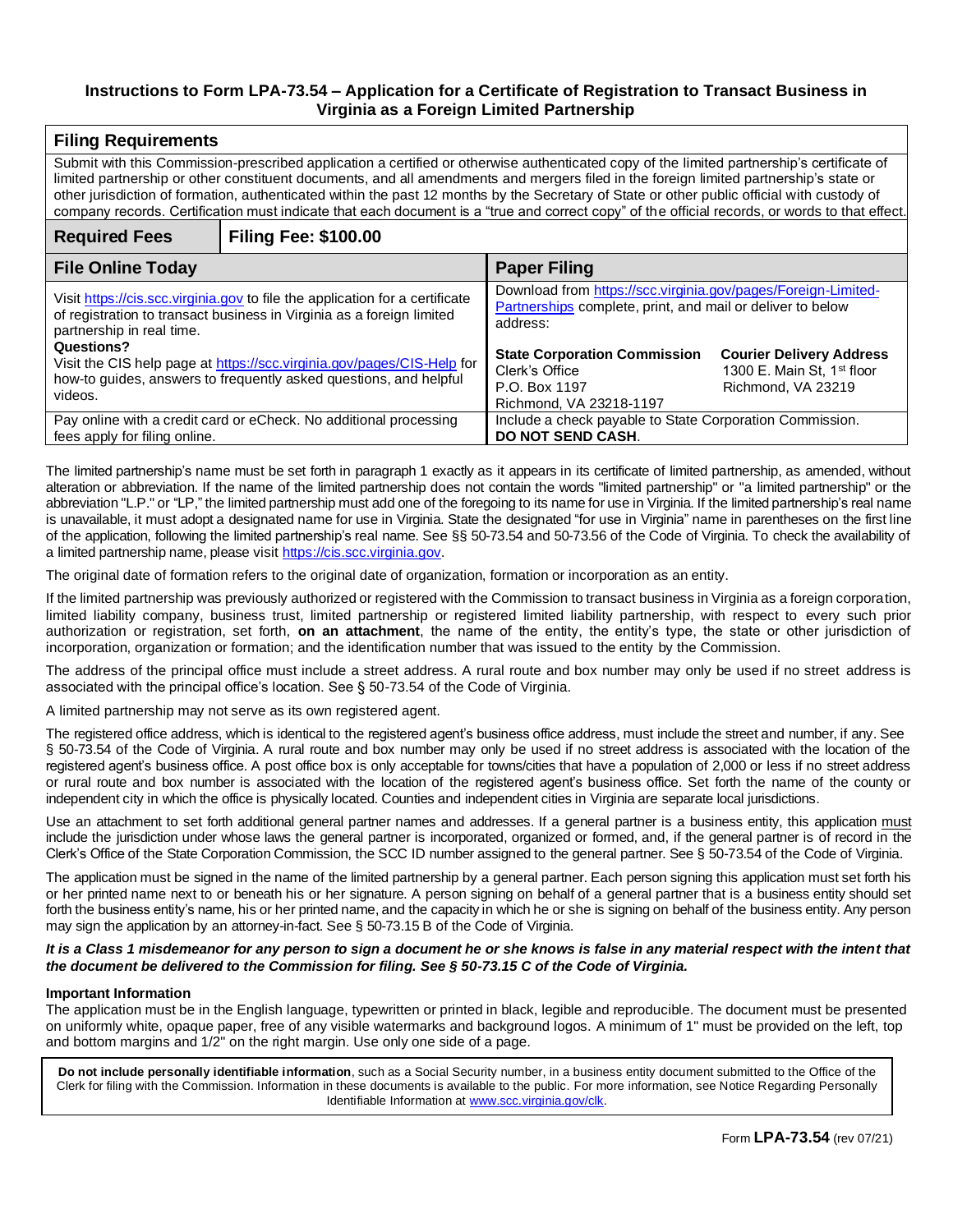# Instructions to Form LPA-73.54 – Application for a Certificate of Registration to Transact Business in Virginia as a Foreign Limited Partnership

## Filing Requirements

Submit with this Commission-prescribed application a certified or otherwise authenticated copy of the limited partnership's certificate of limited partnership or other constituent documents, and all amendments and mergers filed in the foreign limited partnership's state or other jurisdiction of formation, authenticated within the past 12 months by the Secretary of State or other public official with custody of company records. Certification must indicate that each document is a "true and correct copy" of the official records, or words to that effect.

| **Required Fees** | **Filing Fee: $100.00** |
|---|---|

| **File Online Today** | **Paper Filing** |
|---|---|
| Visit https://cis.scc.virginia.gov to file the application for a certificate of registration to transact business in Virginia as a foreign limited partnership in real time.<br>**Questions?**<br>Visit the CIS help page at https://scc.virginia.gov/pages/CIS-Help for how-to guides, answers to frequently asked questions, and helpful videos. | Download from https://scc.virginia.gov/pages/Foreign-Limited-Partnerships complete, print, and mail or deliver to below address:<br>**State Corporation Commission**<br>Clerk's Office<br>P.O. Box 1197<br>Richmond, VA 23218-1197<br>**Courier Delivery Address**<br>1300 E. Main St, 1st floor<br>Richmond, VA 23219 |
| Pay online with a credit card or eCheck. No additional processing fees apply for filing online. | Include a check payable to State Corporation Commission. **DO NOT SEND CASH**. |

The limited partnership's name must be set forth in paragraph 1 exactly as it appears in its certificate of limited partnership, as amended, without alteration or abbreviation. If the name of the limited partnership does not contain the words "limited partnership" or "a limited partnership" or the abbreviation "L.P." or "LP," the limited partnership must add one of the foregoing to its name for use in Virginia. If the limited partnership's real name is unavailable, it must adopt a designated name for use in Virginia. State the designated "for use in Virginia" name in parentheses on the first line of the application, following the limited partnership's real name. See §§ 50-73.54 and 50-73.56 of the Code of Virginia. To check the availability of a limited partnership name, please visit https://cis.scc.virginia.gov.

The original date of formation refers to the original date of organization, formation or incorporation as an entity.

If the limited partnership was previously authorized or registered with the Commission to transact business in Virginia as a foreign corporation, limited liability company, business trust, limited partnership or registered limited liability partnership, with respect to every such prior authorization or registration, set forth, **on an attachment**, the name of the entity, the entity's type, the state or other jurisdiction of incorporation, organization or formation; and the identification number that was issued to the entity by the Commission.

The address of the principal office must include a street address. A rural route and box number may only be used if no street address is associated with the principal office's location. See § 50-73.54 of the Code of Virginia.

A limited partnership may not serve as its own registered agent.

The registered office address, which is identical to the registered agent's business office address, must include the street and number, if any. See § 50-73.54 of the Code of Virginia. A rural route and box number may only be used if no street address is associated with the location of the registered agent's business office. A post office box is only acceptable for towns/cities that have a population of 2,000 or less if no street address or rural route and box number is associated with the location of the registered agent's business office. Set forth the name of the county or independent city in which the office is physically located. Counties and independent cities in Virginia are separate local jurisdictions.

Use an attachment to set forth additional general partner names and addresses. If a general partner is a business entity, this application must include the jurisdiction under whose laws the general partner is incorporated, organized or formed, and, if the general partner is of record in the Clerk's Office of the State Corporation Commission, the SCC ID number assigned to the general partner. See § 50-73.54 of the Code of Virginia.

The application must be signed in the name of the limited partnership by a general partner. Each person signing this application must set forth his or her printed name next to or beneath his or her signature. A person signing on behalf of a general partner that is a business entity should set forth the business entity's name, his or her printed name, and the capacity in which he or she is signing on behalf of the business entity. Any person may sign the application by an attorney-in-fact. See § 50-73.15 B of the Code of Virginia.

***It is a Class 1 misdemeanor for any person to sign a document he or she knows is false in any material respect with the intent that the document be delivered to the Commission for filing. See § 50-73.15 C of the Code of Virginia.***

**Important Information**

The application must be in the English language, typewritten or printed in black, legible and reproducible. The document must be presented on uniformly white, opaque paper, free of any visible watermarks and background logos. A minimum of 1" must be provided on the left, top and bottom margins and 1/2" on the right margin. Use only one side of a page.

**Do not include personally identifiable information**, such as a Social Security number, in a business entity document submitted to the Office of the Clerk for filing with the Commission. Information in these documents is available to the public. For more information, see Notice Regarding Personally Identifiable Information at www.scc.virginia.gov/clk.

Form **LPA-73.54** (rev 07/21)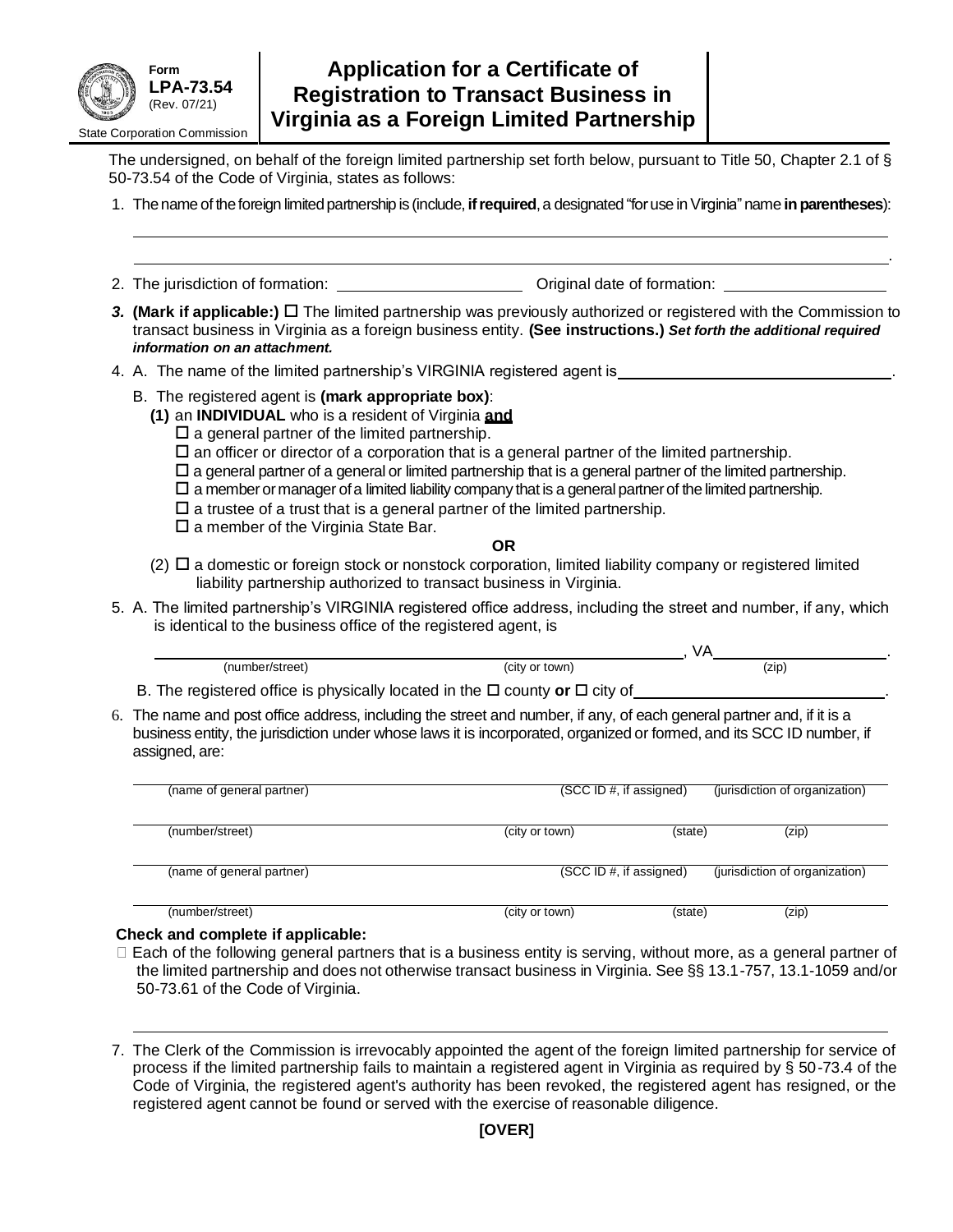Form **LPA-73.54** (Rev. 07/21)

State Corporation Commission

# Application for a Certificate of Registration to Transact Business in Virginia as a Foreign Limited Partnership

The undersigned, on behalf of the foreign limited partnership set forth below, pursuant to Title 50, Chapter 2.1 of § 50-73.54 of the Code of Virginia, states as follows:

1. The name of the foreign limited partnership is (include, **if required**, a designated "for use in Virginia" name **in parentheses**):

   ______________________________________________________________________

   ______________________________________________________________________.

2. The jurisdiction of formation: ____________________ Original date of formation: ____________________

3. **(Mark if applicable:)** ☐ The limited partnership was previously authorized or registered with the Commission to transact business in Virginia as a foreign business entity. **(See instructions.)** ***Set forth the additional required information on an attachment.***

4. A. The name of the limited partnership's VIRGINIA registered agent is ______________________________.

   B. The registered agent is **(mark appropriate box)**:

   **(1)** an **INDIVIDUAL** who is a resident of Virginia **and**
   - ☐ a general partner of the limited partnership.
   - ☐ an officer or director of a corporation that is a general partner of the limited partnership.
   - ☐ a general partner of a general or limited partnership that is a general partner of the limited partnership.
   - ☐ a member or manager of a limited liability company that is a general partner of the limited partnership.
   - ☐ a trustee of a trust that is a general partner of the limited partnership.
   - ☐ a member of the Virginia State Bar.

   **OR**

   (2) ☐ a domestic or foreign stock or nonstock corporation, limited liability company or registered limited liability partnership authorized to transact business in Virginia.

5. A. The limited partnership's VIRGINIA registered office address, including the street and number, if any, which is identical to the business office of the registered agent, is

   ______________________________ ____________________, VA ____________________.
   (number/street) (city or town) (zip)

   B. The registered office is physically located in the ☐ county **or** ☐ city of ______________________________.

6. The name and post office address, including the street and number, if any, of each general partner and, if it is a business entity, the jurisdiction under whose laws it is incorporated, organized or formed, and its SCC ID number, if assigned, are:

   ______________________________________________________________________
   (name of general partner) (SCC ID #, if assigned) (jurisdiction of organization)

   ______________________________________________________________________
   (number/street) (city or town) (state) (zip)

   ______________________________________________________________________
   (name of general partner) (SCC ID #, if assigned) (jurisdiction of organization)

   ______________________________________________________________________
   (number/street) (city or town) (state) (zip)

   **Check and complete if applicable:**

   ☐ Each of the following general partners that is a business entity is serving, without more, as a general partner of the limited partnership and does not otherwise transact business in Virginia. See §§ 13.1-757, 13.1-1059 and/or 50-73.61 of the Code of Virginia.

   ______________________________________________________________________

7. The Clerk of the Commission is irrevocably appointed the agent of the foreign limited partnership for service of process if the limited partnership fails to maintain a registered agent in Virginia as required by § 50-73.4 of the Code of Virginia, the registered agent's authority has been revoked, the registered agent has resigned, or the registered agent cannot be found or served with the exercise of reasonable diligence.

**[OVER]**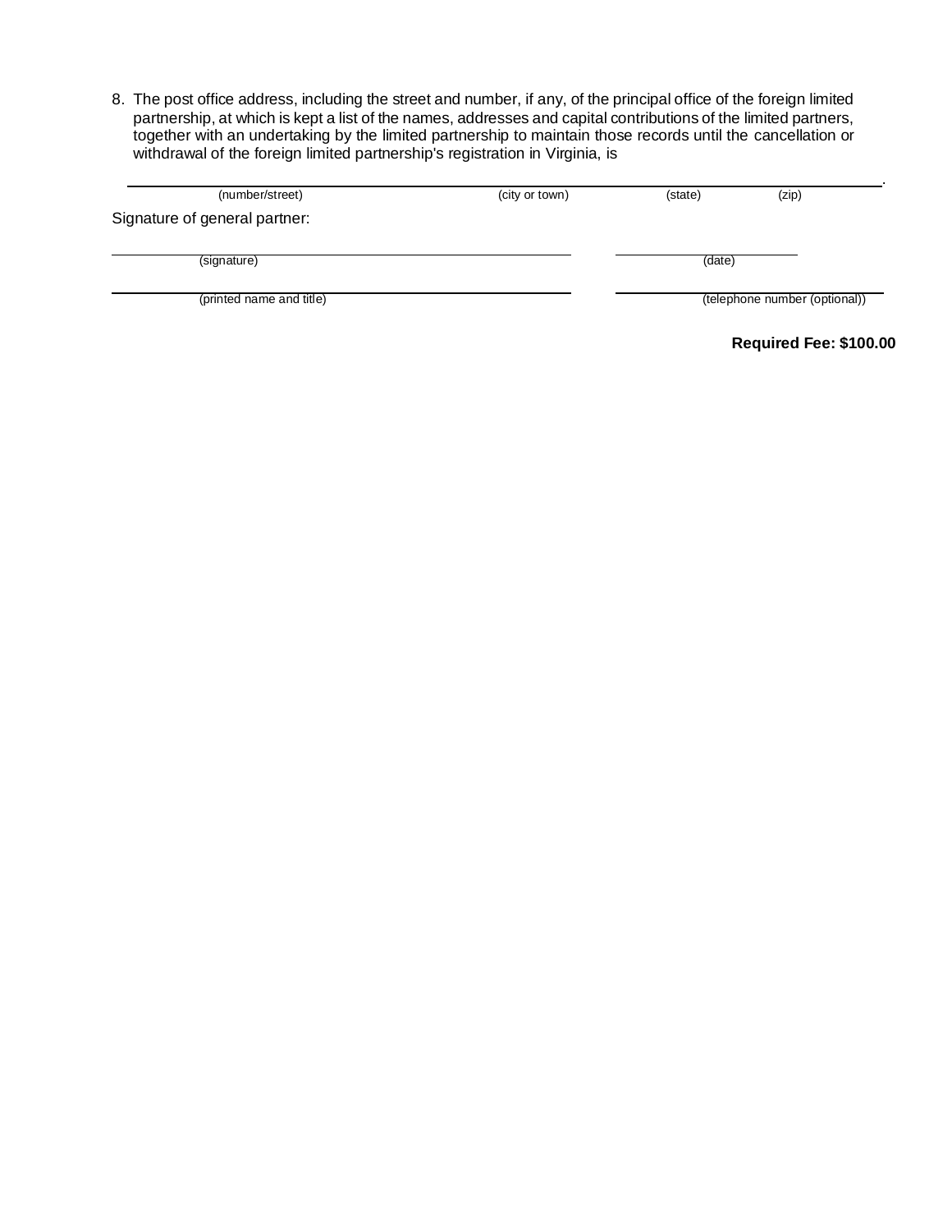8. The post office address, including the street and number, if any, of the principal office of the foreign limited partnership, at which is kept a list of the names, addresses and capital contributions of the limited partners, together with an undertaking by the limited partnership to maintain those records until the cancellation or withdrawal of the foreign limited partnership's registration in Virginia, is

\_\_\_\_\_\_\_\_\_\_\_\_\_\_\_\_\_\_\_\_\_\_\_\_\_\_\_\_\_\_\_\_\_\_\_\_\_\_\_\_\_\_\_\_\_\_\_\_\_\_\_\_\_\_\_\_\_\_\_\_\_\_\_\_\_\_\_\_\_\_\_\_\_\_\_\_.

(number/street) (city or town) (state) (zip)

Signature of general partner:

\_\_\_\_\_\_\_\_\_\_\_\_\_\_\_\_\_\_\_\_\_\_\_\_\_\_\_\_\_\_\_\_\_\_\_\_\_\_\_\_ \_\_\_\_\_\_\_\_\_\_\_\_\_\_\_\_\_\_\_\_

(signature) (date)

\_\_\_\_\_\_\_\_\_\_\_\_\_\_\_\_\_\_\_\_\_\_\_\_\_\_\_\_\_\_\_\_\_\_\_\_\_\_\_\_ \_\_\_\_\_\_\_\_\_\_\_\_\_\_\_\_\_\_\_\_

(printed name and title) (telephone number (optional))

**Required Fee: $100.00**